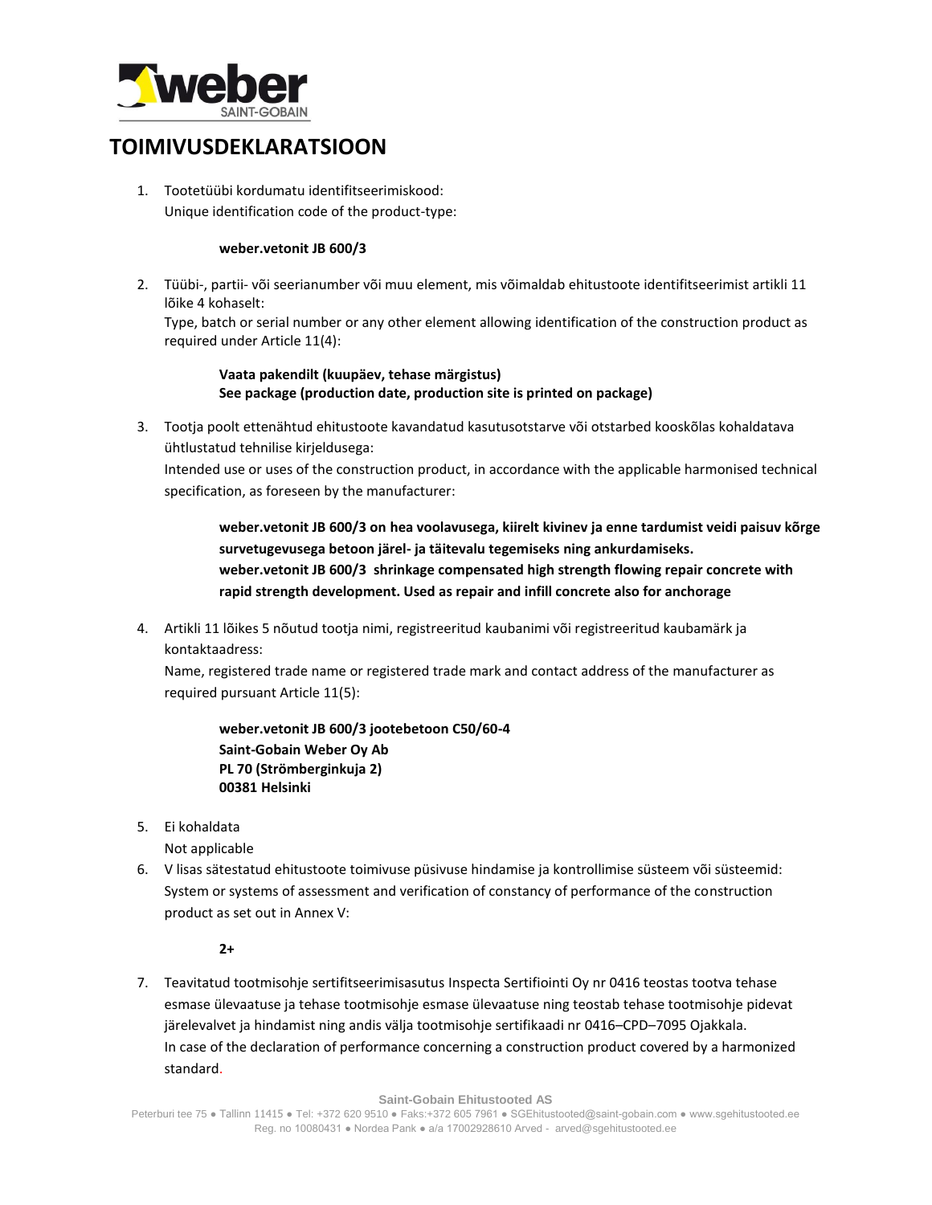# TOIMIVUSDEKLARATSIOON

1. Tootetüübi kordumatu identifitseerimiskood:
   Unique identification code of the product-type:

   **weber.vetonit JB 600/3**

2. Tüübi-, partii- või seerianumber või muu element, mis võimaldab ehitustoote identifitseerimist artikli 11 lõike 4 kohaselt:
   Type, batch or serial number or any other element allowing identification of the construction product as required under Article 11(4):

   **Vaata pakendilt (kuupäev, tehase märgistus)**
   **See package (production date, production site is printed on package)**

3. Tootja poolt ettenähtud ehitustoote kavandatud kasutusotstarve või otstarbed kooskõlas kohaldatava ühtlustatud tehnilise kirjeldusega:
   Intended use or uses of the construction product, in accordance with the applicable harmonised technical specification, as foreseen by the manufacturer:

   **weber.vetonit JB 600/3 on hea voolavusega, kiirelt kivinev ja enne tardumist veidi paisuv kõrge survetugevusega betoon järel- ja täitevalu tegemiseks ning ankurdamiseks.**
   **weber.vetonit JB 600/3 shrinkage compensated high strength flowing repair concrete with rapid strength development. Used as repair and infill concrete also for anchorage**

4. Artikli 11 lõikes 5 nõutud tootja nimi, registreeritud kaubanimi või registreeritud kaubamärk ja kontaktaadress:
   Name, registered trade name or registered trade mark and contact address of the manufacturer as required pursuant Article 11(5):

   **weber.vetonit JB 600/3 jootebetoon C50/60-4**
   **Saint-Gobain Weber Oy Ab**
   **PL 70 (Strömberginkuja 2)**
   **00381 Helsinki**

5. Ei kohaldata
   Not applicable

6. V lisas sätestatud ehitustoote toimivuse püsivuse hindamise ja kontrollimise süsteem või süsteemid:
   System or systems of assessment and verification of constancy of performance of the construction product as set out in Annex V:

   **2+**

7. Teavitatud tootmisohje sertifitseerimisasutus Inspecta Sertifiointi Oy nr 0416 teostas tootva tehase esmase ülevaatuse ja tehase tootmisohje esmase ülevaatuse ning teostab tehase tootmisohje pidevat järelevalvet ja hindamist ning andis välja tootmisohje sertifikaadi nr 0416–CPD–7095 Ojakkala.
   In case of the declaration of performance concerning a construction product covered by a harmonized standard.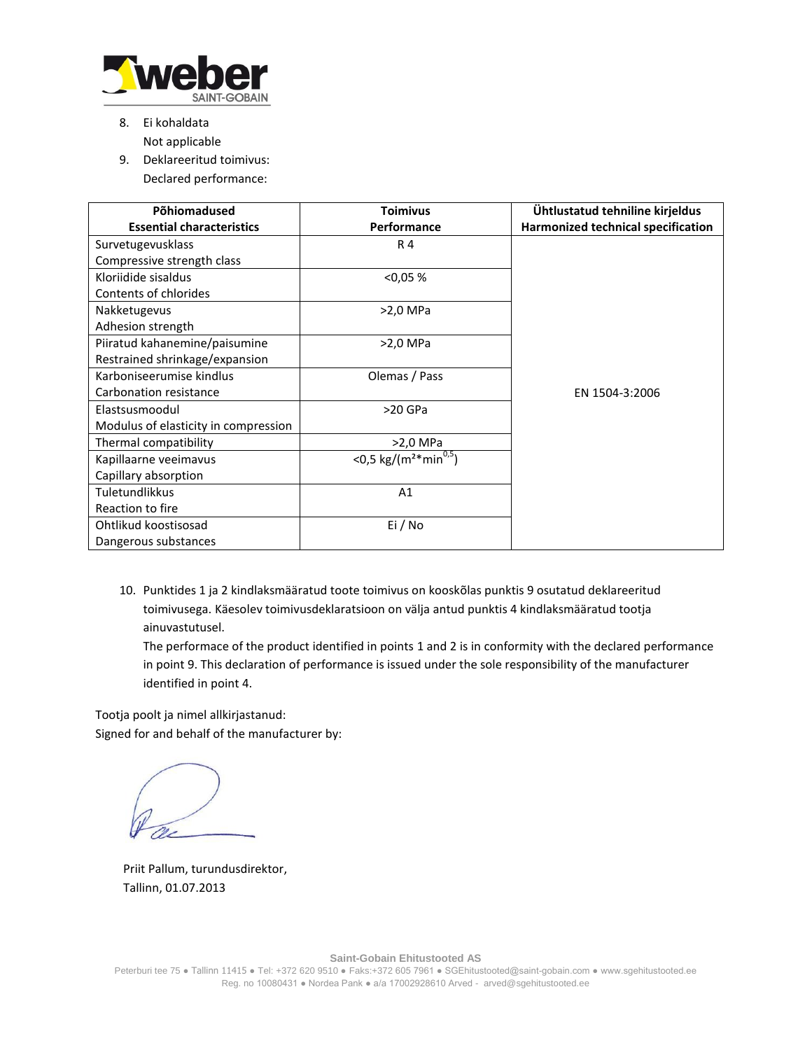8. Ei kohaldata
   Not applicable
9. Deklareeritud toimivus:
   Declared performance:

| **Põhiomadused**<br>**Essential characteristics** | **Toimivus**<br>**Performance** | **Ühtlustatud tehniline kirjeldus**<br>**Harmonized technical specification** |
|---|---|---|
| Survetugevusklass<br>Compressive strength class | R 4 | EN 1504-3:2006 |
| Kloriidide sisaldus<br>Contents of chlorides | <0,05 % | |
| Nakketugevus<br>Adhesion strength | >2,0 MPa | |
| Piiratud kahanemine/paisumine<br>Restrained shrinkage/expansion | >2,0 MPa | |
| Karboniseerumise kindlus<br>Carbonation resistance | Olemas / Pass | |
| Elastsusmoodul<br>Modulus of elasticity in compression | >20 GPa | |
| Thermal compatibility | >2,0 MPa | |
| Kapillaarne veeimavus<br>Capillary absorption | <0,5 kg/($m^2$*$min^{0,5}$) | |
| Tuletundlikkus<br>Reaction to fire | A1 | |
| Ohtlikud koostisosad<br>Dangerous substances | Ei / No | |

10. Punktides 1 ja 2 kindlaksmääratud toote toimivus on kooskõlas punktis 9 osutatud deklareeritud toimivusega. Käesolev toimivusdeklaratsioon on välja antud punktis 4 kindlaksmääratud tootja ainuvastutusel.
    The performace of the product identified in points 1 and 2 is in conformity with the declared performance in point 9. This declaration of performance is issued under the sole responsibility of the manufacturer identified in point 4.

Tootja poolt ja nimel allkirjastanud:
Signed for and behalf of the manufacturer by:

Priit Pallum, turundusdirektor,
Tallinn, 01.07.2013

**Saint-Gobain Ehitustooted AS**
Peterburi tee 75 ● Tallinn 11415 ● Tel: +372 620 9510 ● Faks:+372 605 7961 ● SGEhitustooted@saint-gobain.com ● www.sgehitustooted.ee
Reg. no 10080431 ● Nordea Pank ● a/a 17002928610 Arved - arved@sgehitustooted.ee